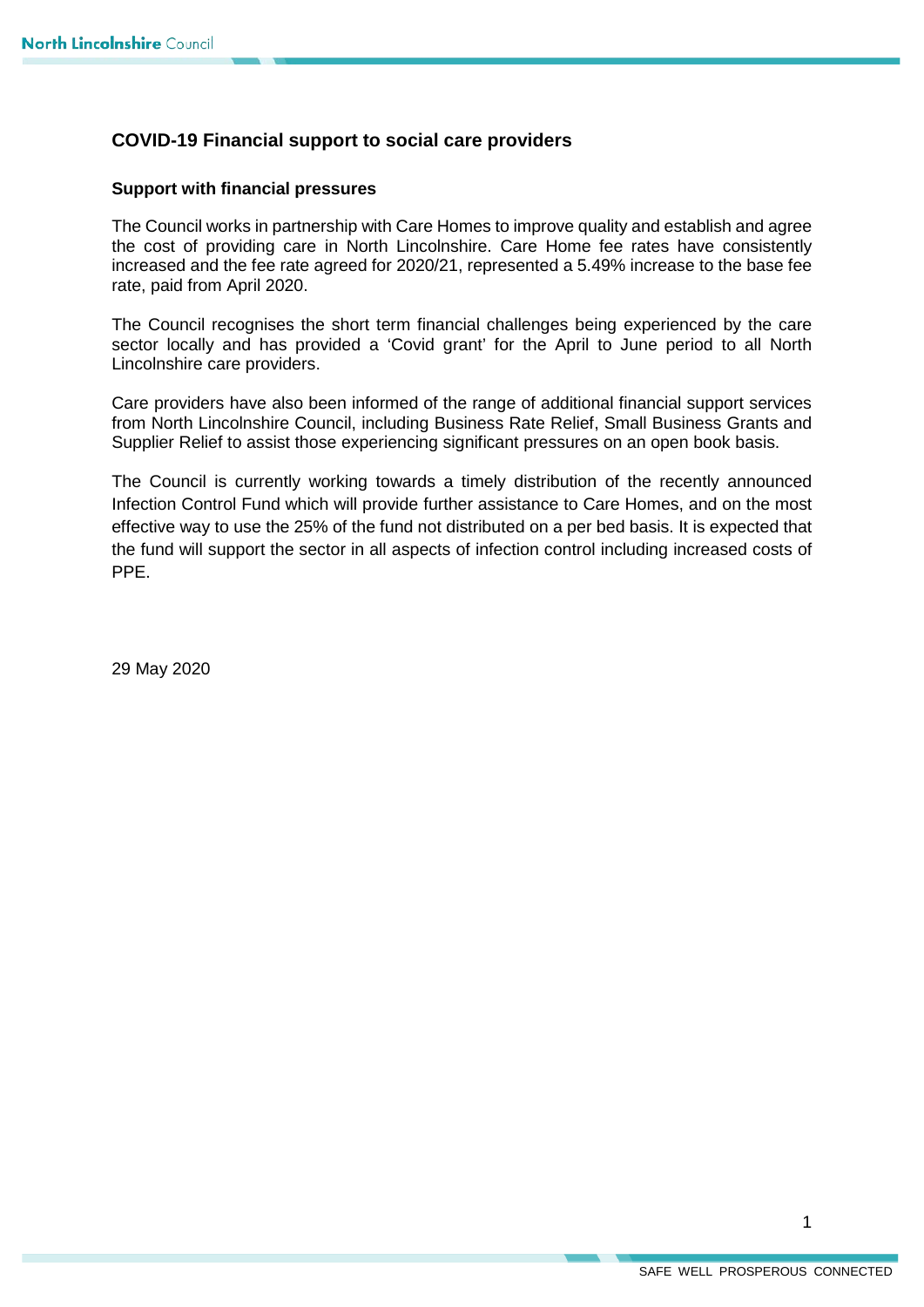## COVID-19 Financial support to social care providers

### Support with financial pressures

The Council works in partnership with Care Homes to improve quality and establish and agree the cost of providing care in North Lincolnshire. Care Home fee rates have consistently increased and the fee rate agreed for 2020/21, represented a 5.49% increase to the base fee rate, paid from April 2020.

The Council recognises the short term financial challenges being experienced by the care sector locally and has provided a 'Covid grant' for the April to June period to all North Lincolnshire care providers.

Care providers have also been informed of the range of additional financial support services from North Lincolnshire Council, including Business Rate Relief, Small Business Grants and Supplier Relief to assist those experiencing significant pressures on an open book basis.

The Council is currently working towards a timely distribution of the recently announced Infection Control Fund which will provide further assistance to Care Homes, and on the most effective way to use the 25% of the fund not distributed on a per bed basis. It is expected that the fund will support the sector in all aspects of infection control including increased costs of PPE.

29 May 2020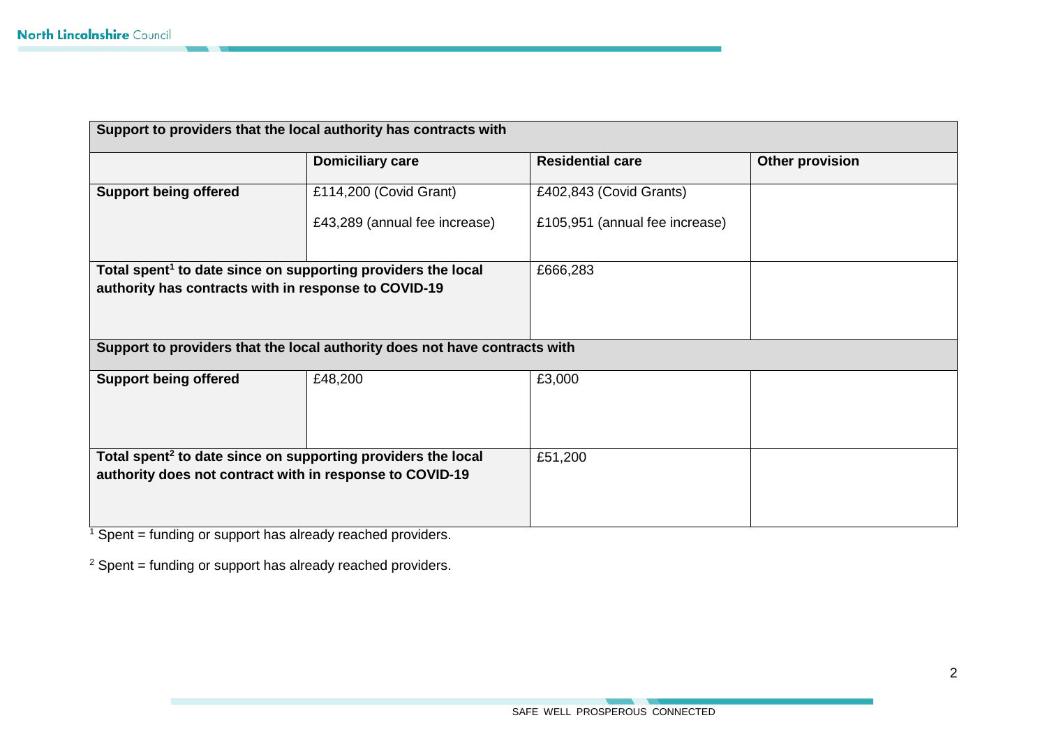| Support to providers that the local authority has contracts with | | | |
| --- | --- | --- | --- |
| | **Domiciliary care** | **Residential care** | **Other provision** |
| **Support being offered** | £114,200 (Covid Grant)<br><br>£43,289 (annual fee increase) | £402,843 (Covid Grants)<br><br>£105,951 (annual fee increase) | |
| **Total spent[1] to date since on supporting providers the local authority has contracts with in response to COVID-19** | | £666,283 | |
| **Support to providers that the local authority does not have contracts with** | | | |
| **Support being offered** | £48,200 | £3,000 | |
| **Total spent[2] to date since on supporting providers the local authority does not contract with in response to COVID-19** | | £51,200 | |

[1] Spent = funding or support has already reached providers.

[2] Spent = funding or support has already reached providers.